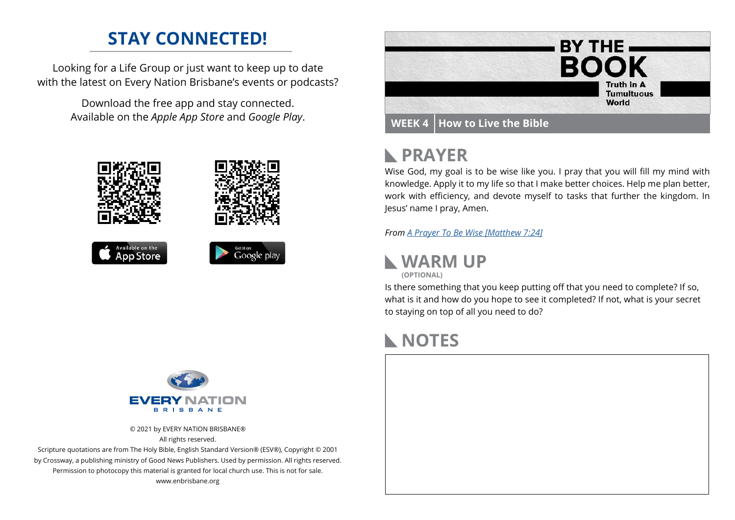# STAY CONNECTED!

Looking for a Life Group or just want to keep up to date with the latest on Every Nation Brisbane's events or podcasts?

Download the free app and stay connected. Available on the *Apple App Store* and *Google Play*.

© 2021 by EVERY NATION BRISBANE®
All rights reserved.
Scripture quotations are from The Holy Bible, English Standard Version® (ESV®), Copyright © 2001 by Crossway, a publishing ministry of Good News Publishers. Used by permission. All rights reserved.
Permission to photocopy this material is granted for local church use. This is not for sale.
www.enbrisbane.org

# BY THE BOOK
Truth in A Tumultuous World

**WEEK 4** | **How to Live the Bible**

## PRAYER

Wise God, my goal is to be wise like you. I pray that you will fill my mind with knowledge. Apply it to my life so that I make better choices. Help me plan better, work with efficiency, and devote myself to tasks that further the kingdom. In Jesus' name I pray, Amen.

*From A Prayer To Be Wise [Matthew 7:24]*

## WARM UP
**(OPTIONAL)**

Is there something that you keep putting off that you need to complete? If so, what is it and how do you hope to see it completed? If not, what is your secret to staying on top of all you need to do?

## NOTES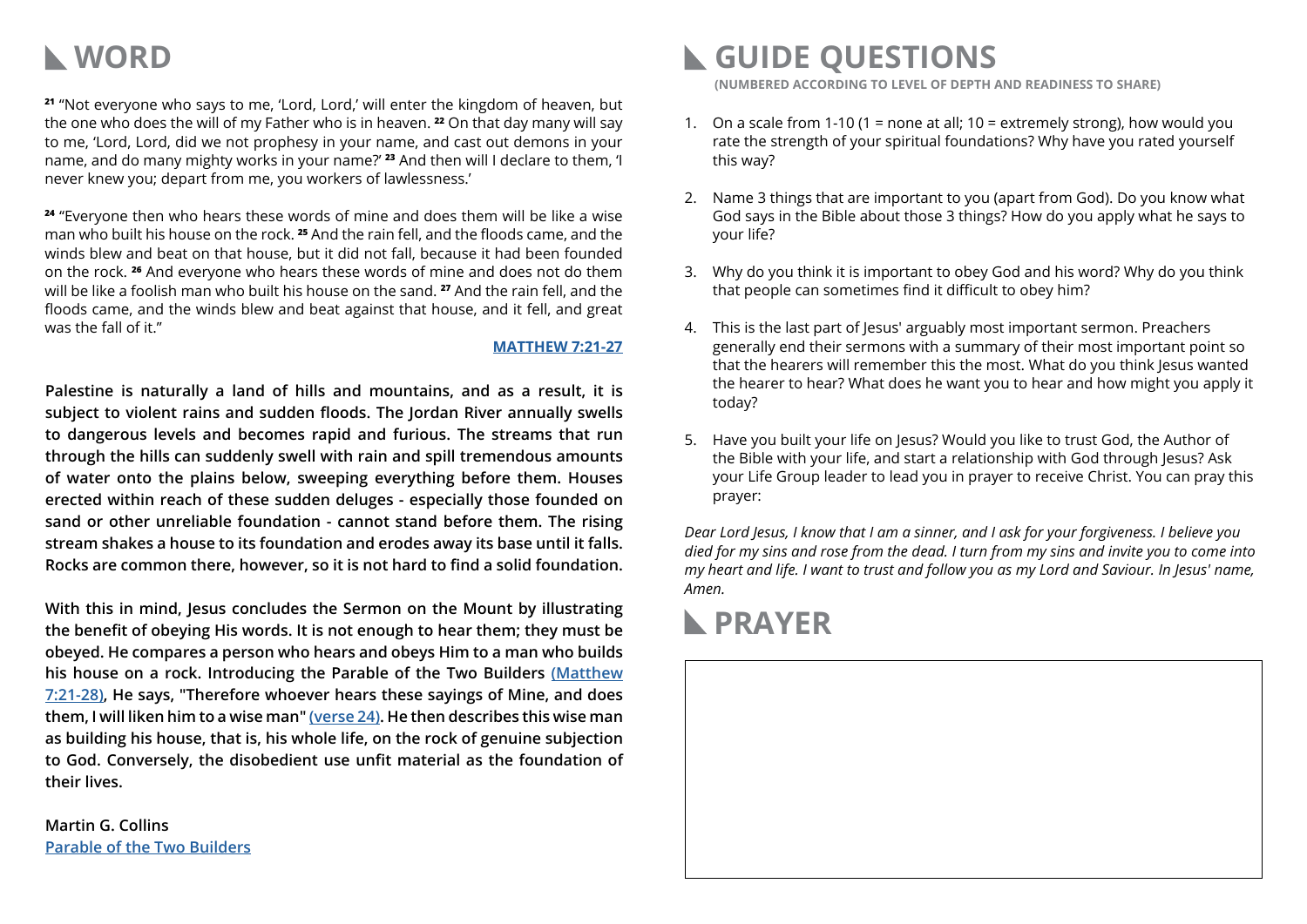# WORD

[21] "Not everyone who says to me, 'Lord, Lord,' will enter the kingdom of heaven, but the one who does the will of my Father who is in heaven. [22] On that day many will say to me, 'Lord, Lord, did we not prophesy in your name, and cast out demons in your name, and do many mighty works in your name?' [23] And then will I declare to them, 'I never knew you; depart from me, you workers of lawlessness.'

[24] "Everyone then who hears these words of mine and does them will be like a wise man who built his house on the rock. [25] And the rain fell, and the floods came, and the winds blew and beat on that house, but it did not fall, because it had been founded on the rock. [26] And everyone who hears these words of mine and does not do them will be like a foolish man who built his house on the sand. [27] And the rain fell, and the floods came, and the winds blew and beat against that house, and it fell, and great was the fall of it."

**MATTHEW 7:21-27**

**Palestine is naturally a land of hills and mountains, and as a result, it is subject to violent rains and sudden floods. The Jordan River annually swells to dangerous levels and becomes rapid and furious. The streams that run through the hills can suddenly swell with rain and spill tremendous amounts of water onto the plains below, sweeping everything before them. Houses erected within reach of these sudden deluges - especially those founded on sand or other unreliable foundation - cannot stand before them. The rising stream shakes a house to its foundation and erodes away its base until it falls. Rocks are common there, however, so it is not hard to find a solid foundation.**

**With this in mind, Jesus concludes the Sermon on the Mount by illustrating the benefit of obeying His words. It is not enough to hear them; they must be obeyed. He compares a person who hears and obeys Him to a man who builds his house on a rock. Introducing the Parable of the Two Builders (Matthew 7:21-28), He says, "Therefore whoever hears these sayings of Mine, and does them, I will liken him to a wise man" (verse 24). He then describes this wise man as building his house, that is, his whole life, on the rock of genuine subjection to God. Conversely, the disobedient use unfit material as the foundation of their lives.**

**Martin G. Collins**
**Parable of the Two Builders**

# GUIDE QUESTIONS

**(NUMBERED ACCORDING TO LEVEL OF DEPTH AND READINESS TO SHARE)**

1. On a scale from 1-10 (1 = none at all; 10 = extremely strong), how would you rate the strength of your spiritual foundations? Why have you rated yourself this way?

2. Name 3 things that are important to you (apart from God). Do you know what God says in the Bible about those 3 things? How do you apply what he says to your life?

3. Why do you think it is important to obey God and his word? Why do you think that people can sometimes find it difficult to obey him?

4. This is the last part of Jesus' arguably most important sermon. Preachers generally end their sermons with a summary of their most important point so that the hearers will remember this the most. What do you think Jesus wanted the hearer to hear? What does he want you to hear and how might you apply it today?

5. Have you built your life on Jesus? Would you like to trust God, the Author of the Bible with your life, and start a relationship with God through Jesus? Ask your Life Group leader to lead you in prayer to receive Christ. You can pray this prayer:

*Dear Lord Jesus, I know that I am a sinner, and I ask for your forgiveness. I believe you died for my sins and rose from the dead. I turn from my sins and invite you to come into my heart and life. I want to trust and follow you as my Lord and Saviour. In Jesus' name, Amen.*

# PRAYER